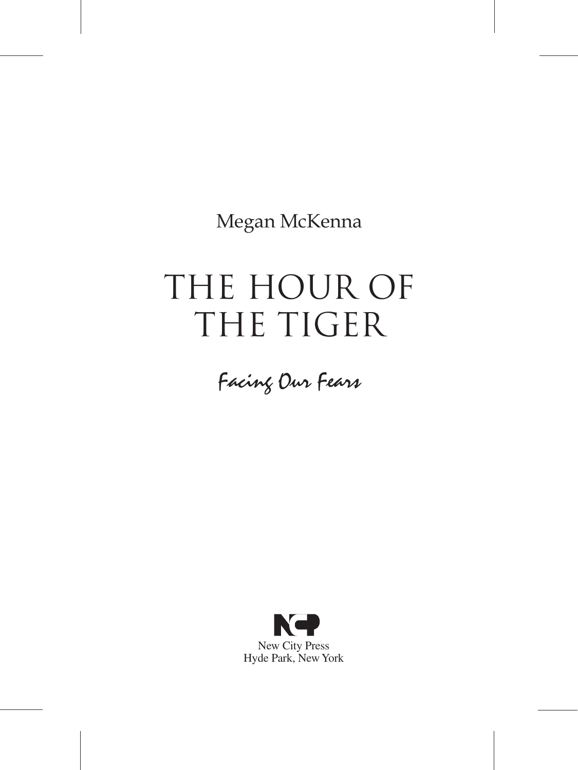Megan McKenna

# THE HOUR OF THE TIGER

## *Facing Our Fears*

New City Press
Hyde Park, New York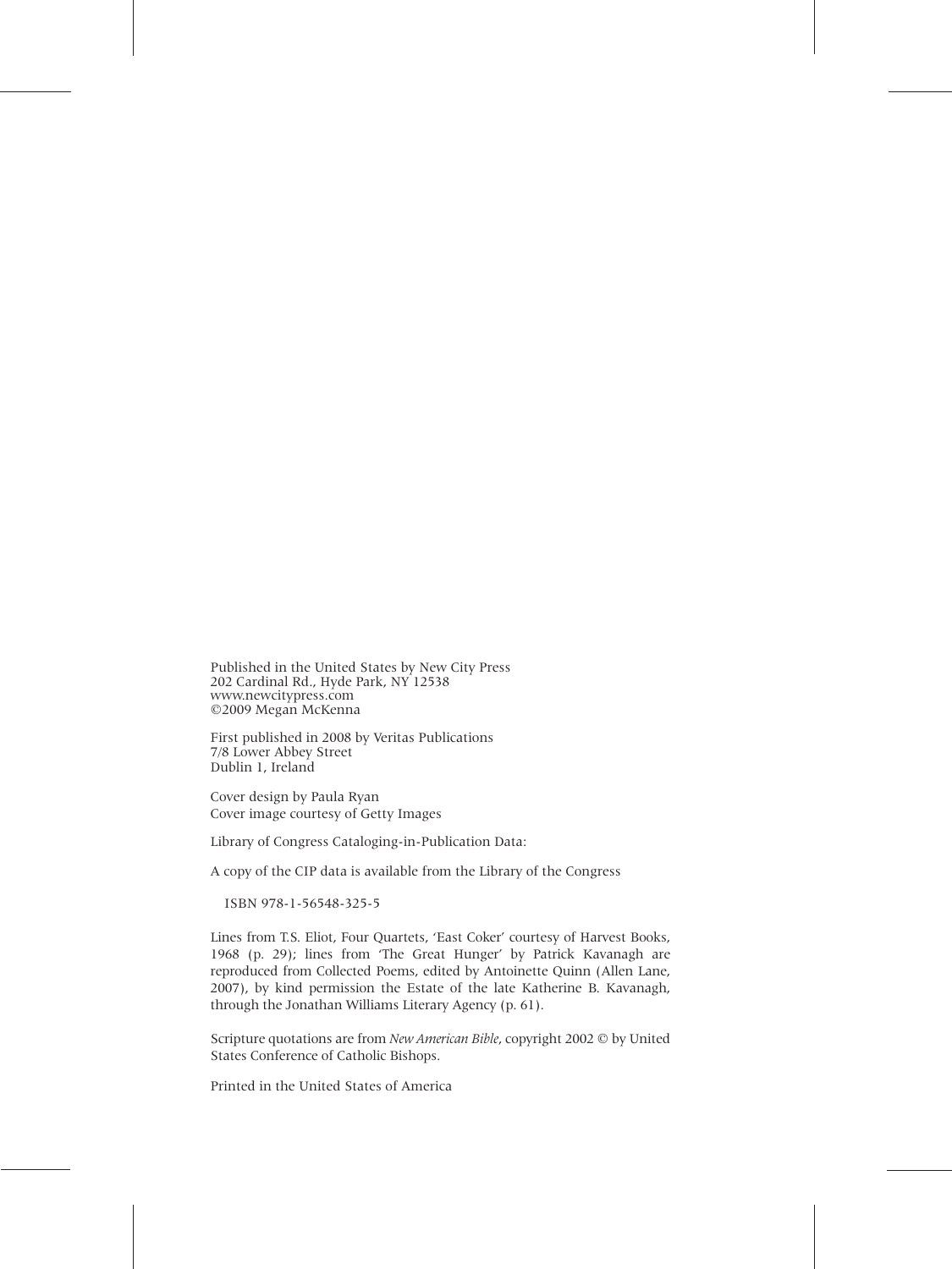Published in the United States by New City Press
202 Cardinal Rd., Hyde Park, NY 12538
www.newcitypress.com
©2009 Megan McKenna

First published in 2008 by Veritas Publications
7/8 Lower Abbey Street
Dublin 1, Ireland

Cover design by Paula Ryan
Cover image courtesy of Getty Images

Library of Congress Cataloging-in-Publication Data:

A copy of the CIP data is available from the Library of the Congress

ISBN 978-1-56548-325-5

Lines from T.S. Eliot, Four Quartets, 'East Coker' courtesy of Harvest Books, 1968 (p. 29); lines from 'The Great Hunger' by Patrick Kavanagh are reproduced from Collected Poems, edited by Antoinette Quinn (Allen Lane, 2007), by kind permission the Estate of the late Katherine B. Kavanagh, through the Jonathan Williams Literary Agency (p. 61).

Scripture quotations are from *New American Bible*, copyright 2002 © by United States Conference of Catholic Bishops.

Printed in the United States of America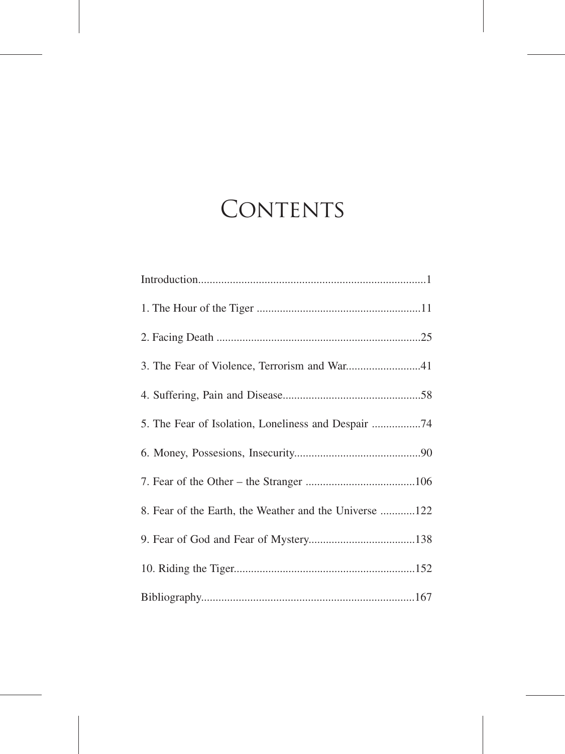# Contents

Introduction..............................................................................1

1. The Hour of the Tiger ........................................................11

2. Facing Death ......................................................................25

3. The Fear of Violence, Terrorism and War.........................41

4. Suffering, Pain and Disease...............................................58

5. The Fear of Isolation, Loneliness and Despair .................74

6. Money, Possesions, Insecurity...........................................90

7. Fear of the Other – the Stranger ......................................106

8. Fear of the Earth, the Weather and the Universe ............122

9. Fear of God and Fear of Mystery.....................................138

10. Riding the Tiger..............................................................152

Bibliography.........................................................................167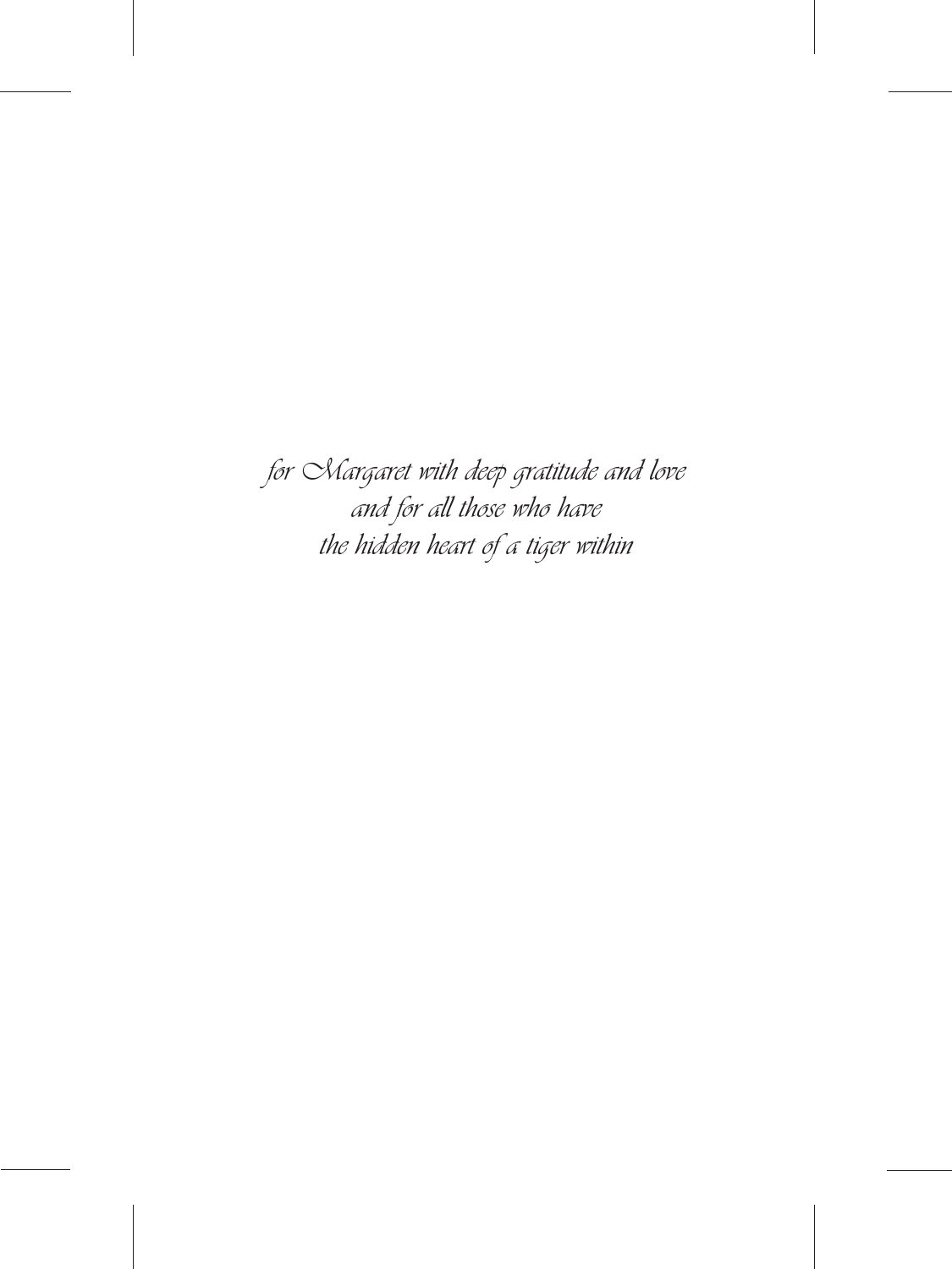*for Margaret with deep gratitude and love*
*and for all those who have*
*the hidden heart of a tiger within*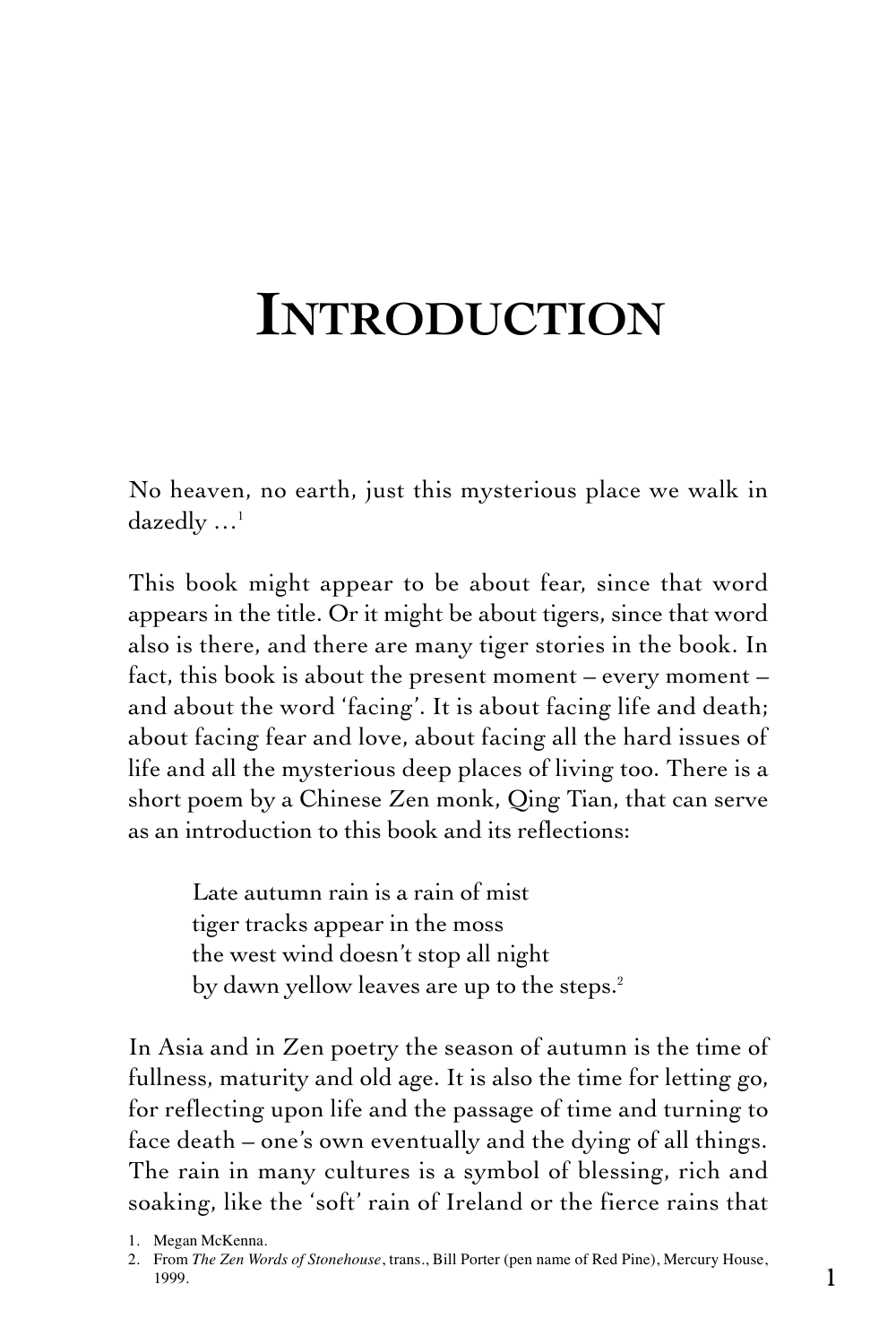# INTRODUCTION

No heaven, no earth, just this mysterious place we walk in dazedly …[1]

This book might appear to be about fear, since that word appears in the title. Or it might be about tigers, since that word also is there, and there are many tiger stories in the book. In fact, this book is about the present moment – every moment – and about the word 'facing'. It is about facing life and death; about facing fear and love, about facing all the hard issues of life and all the mysterious deep places of living too. There is a short poem by a Chinese Zen monk, Qing Tian, that can serve as an introduction to this book and its reflections:

> Late autumn rain is a rain of mist
> tiger tracks appear in the moss
> the west wind doesn't stop all night
> by dawn yellow leaves are up to the steps.[2]

In Asia and in Zen poetry the season of autumn is the time of fullness, maturity and old age. It is also the time for letting go, for reflecting upon life and the passage of time and turning to face death – one's own eventually and the dying of all things. The rain in many cultures is a symbol of blessing, rich and soaking, like the 'soft' rain of Ireland or the fierce rains that

1. Megan McKenna.
2. From *The Zen Words of Stonehouse*, trans., Bill Porter (pen name of Red Pine), Mercury House, 1999.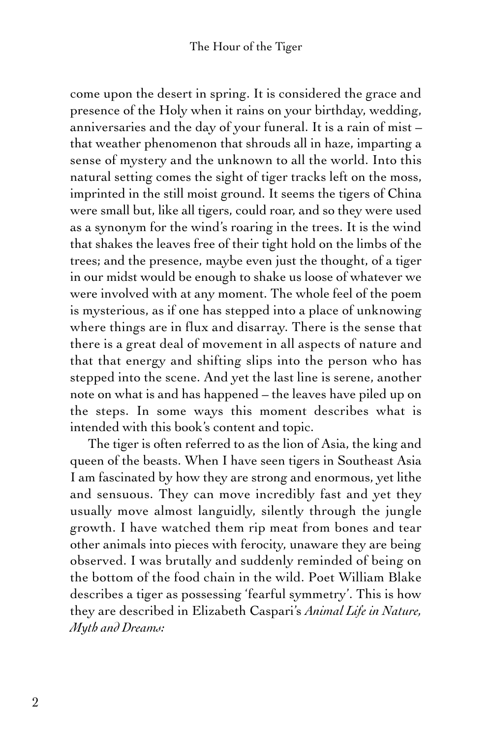come upon the desert in spring. It is considered the grace and presence of the Holy when it rains on your birthday, wedding, anniversaries and the day of your funeral. It is a rain of mist – that weather phenomenon that shrouds all in haze, imparting a sense of mystery and the unknown to all the world. Into this natural setting comes the sight of tiger tracks left on the moss, imprinted in the still moist ground. It seems the tigers of China were small but, like all tigers, could roar, and so they were used as a synonym for the wind's roaring in the trees. It is the wind that shakes the leaves free of their tight hold on the limbs of the trees; and the presence, maybe even just the thought, of a tiger in our midst would be enough to shake us loose of whatever we were involved with at any moment. The whole feel of the poem is mysterious, as if one has stepped into a place of unknowing where things are in flux and disarray. There is the sense that there is a great deal of movement in all aspects of nature and that that energy and shifting slips into the person who has stepped into the scene. And yet the last line is serene, another note on what is and has happened – the leaves have piled up on the steps. In some ways this moment describes what is intended with this book's content and topic.

The tiger is often referred to as the lion of Asia, the king and queen of the beasts. When I have seen tigers in Southeast Asia I am fascinated by how they are strong and enormous, yet lithe and sensuous. They can move incredibly fast and yet they usually move almost languidly, silently through the jungle growth. I have watched them rip meat from bones and tear other animals into pieces with ferocity, unaware they are being observed. I was brutally and suddenly reminded of being on the bottom of the food chain in the wild. Poet William Blake describes a tiger as possessing 'fearful symmetry'. This is how they are described in Elizabeth Caspari's *Animal Life in Nature, Myth and Dreams:*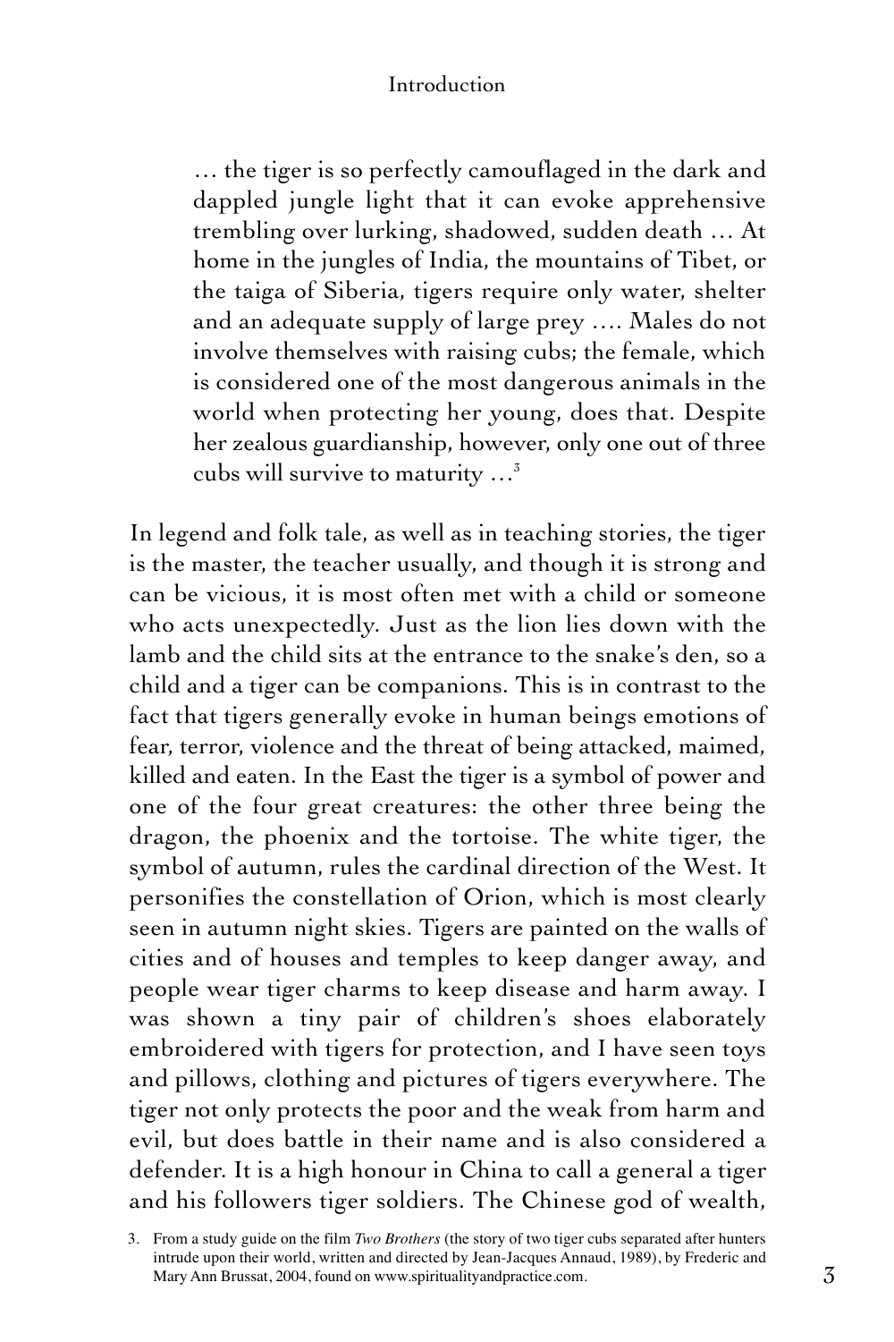> … the tiger is so perfectly camouflaged in the dark and dappled jungle light that it can evoke apprehensive trembling over lurking, shadowed, sudden death … At home in the jungles of India, the mountains of Tibet, or the taiga of Siberia, tigers require only water, shelter and an adequate supply of large prey …. Males do not involve themselves with raising cubs; the female, which is considered one of the most dangerous animals in the world when protecting her young, does that. Despite her zealous guardianship, however, only one out of three cubs will survive to maturity …[3]

In legend and folk tale, as well as in teaching stories, the tiger is the master, the teacher usually, and though it is strong and can be vicious, it is most often met with a child or someone who acts unexpectedly. Just as the lion lies down with the lamb and the child sits at the entrance to the snake's den, so a child and a tiger can be companions. This is in contrast to the fact that tigers generally evoke in human beings emotions of fear, terror, violence and the threat of being attacked, maimed, killed and eaten. In the East the tiger is a symbol of power and one of the four great creatures: the other three being the dragon, the phoenix and the tortoise. The white tiger, the symbol of autumn, rules the cardinal direction of the West. It personifies the constellation of Orion, which is most clearly seen in autumn night skies. Tigers are painted on the walls of cities and of houses and temples to keep danger away, and people wear tiger charms to keep disease and harm away. I was shown a tiny pair of children's shoes elaborately embroidered with tigers for protection, and I have seen toys and pillows, clothing and pictures of tigers everywhere. The tiger not only protects the poor and the weak from harm and evil, but does battle in their name and is also considered a defender. It is a high honour in China to call a general a tiger and his followers tiger soldiers. The Chinese god of wealth,

3. From a study guide on the film *Two Brothers* (the story of two tiger cubs separated after hunters intrude upon their world, written and directed by Jean-Jacques Annaud, 1989), by Frederic and Mary Ann Brussat, 2004, found on www.spiritualityandpractice.com.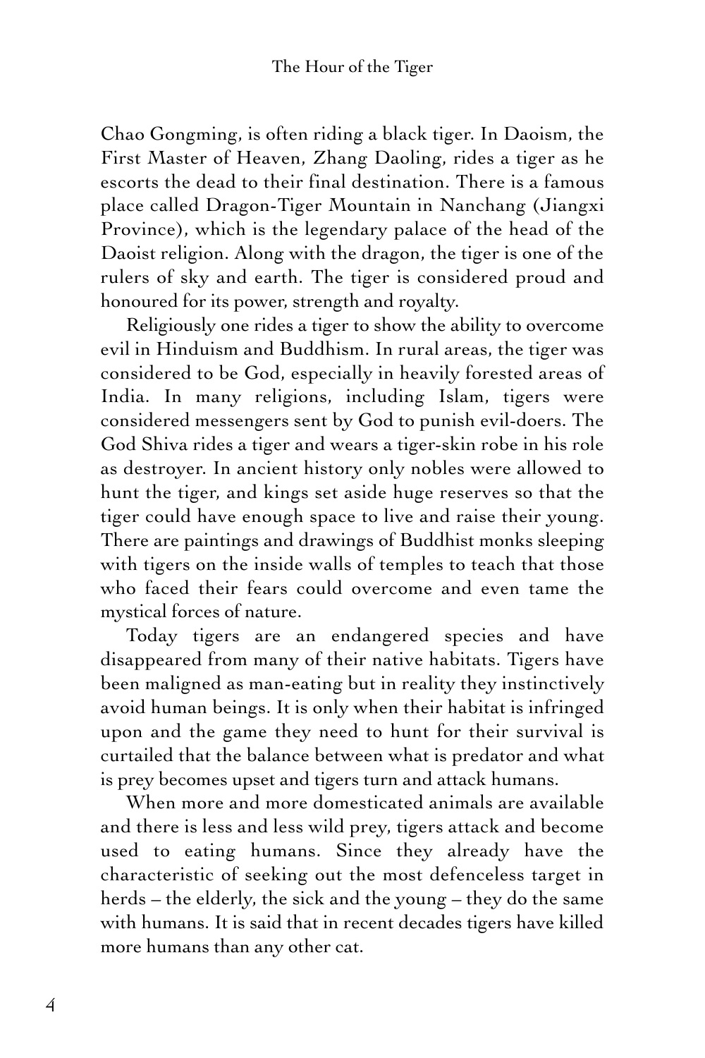Chao Gongming, is often riding a black tiger. In Daoism, the First Master of Heaven, Zhang Daoling, rides a tiger as he escorts the dead to their final destination. There is a famous place called Dragon-Tiger Mountain in Nanchang (Jiangxi Province), which is the legendary palace of the head of the Daoist religion. Along with the dragon, the tiger is one of the rulers of sky and earth. The tiger is considered proud and honoured for its power, strength and royalty.

Religiously one rides a tiger to show the ability to overcome evil in Hinduism and Buddhism. In rural areas, the tiger was considered to be God, especially in heavily forested areas of India. In many religions, including Islam, tigers were considered messengers sent by God to punish evil-doers. The God Shiva rides a tiger and wears a tiger-skin robe in his role as destroyer. In ancient history only nobles were allowed to hunt the tiger, and kings set aside huge reserves so that the tiger could have enough space to live and raise their young. There are paintings and drawings of Buddhist monks sleeping with tigers on the inside walls of temples to teach that those who faced their fears could overcome and even tame the mystical forces of nature.

Today tigers are an endangered species and have disappeared from many of their native habitats. Tigers have been maligned as man-eating but in reality they instinctively avoid human beings. It is only when their habitat is infringed upon and the game they need to hunt for their survival is curtailed that the balance between what is predator and what is prey becomes upset and tigers turn and attack humans.

When more and more domesticated animals are available and there is less and less wild prey, tigers attack and become used to eating humans. Since they already have the characteristic of seeking out the most defenceless target in herds – the elderly, the sick and the young – they do the same with humans. It is said that in recent decades tigers have killed more humans than any other cat.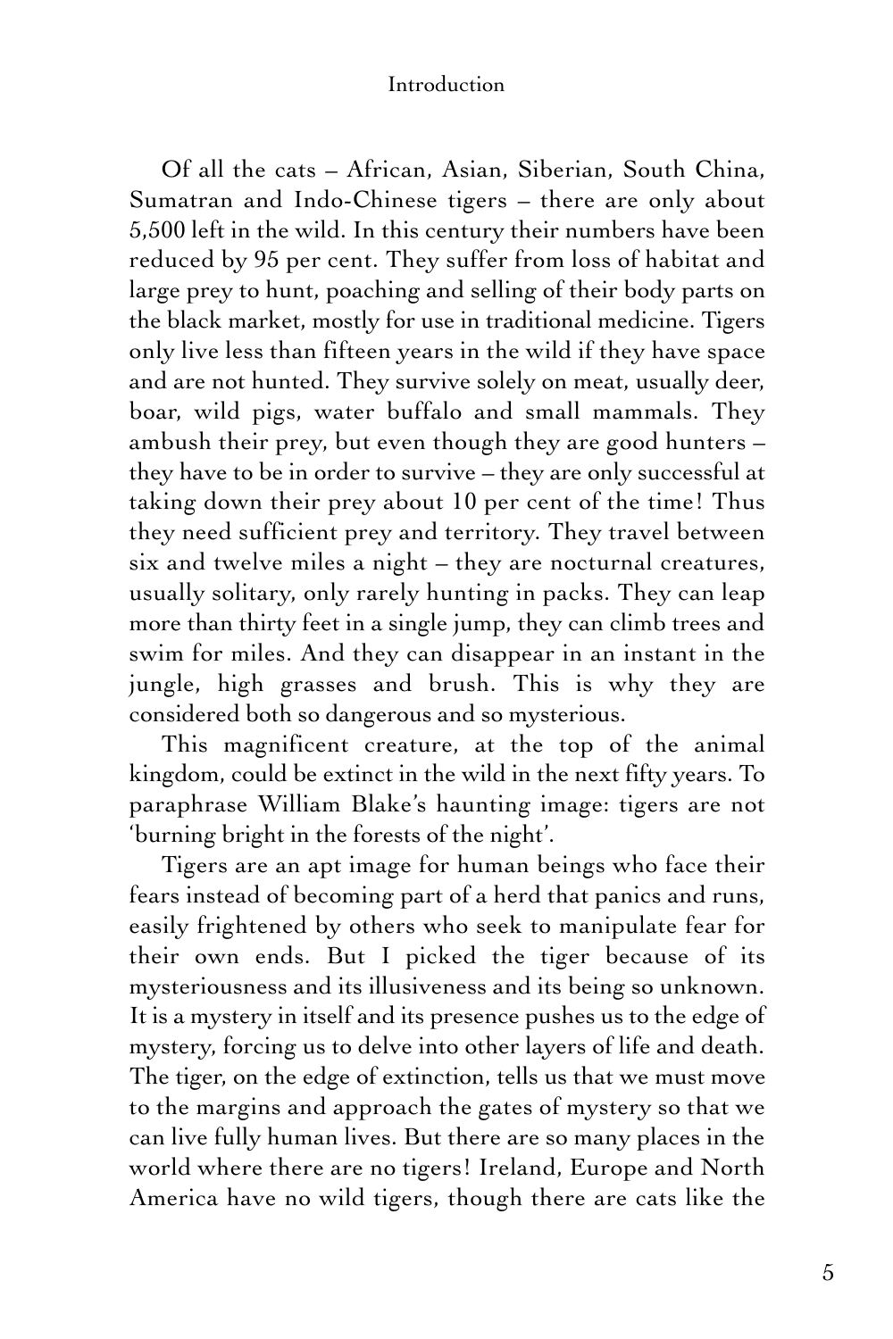Of all the cats – African, Asian, Siberian, South China, Sumatran and Indo-Chinese tigers – there are only about 5,500 left in the wild. In this century their numbers have been reduced by 95 per cent. They suffer from loss of habitat and large prey to hunt, poaching and selling of their body parts on the black market, mostly for use in traditional medicine. Tigers only live less than fifteen years in the wild if they have space and are not hunted. They survive solely on meat, usually deer, boar, wild pigs, water buffalo and small mammals. They ambush their prey, but even though they are good hunters – they have to be in order to survive – they are only successful at taking down their prey about 10 per cent of the time! Thus they need sufficient prey and territory. They travel between six and twelve miles a night – they are nocturnal creatures, usually solitary, only rarely hunting in packs. They can leap more than thirty feet in a single jump, they can climb trees and swim for miles. And they can disappear in an instant in the jungle, high grasses and brush. This is why they are considered both so dangerous and so mysterious.

This magnificent creature, at the top of the animal kingdom, could be extinct in the wild in the next fifty years. To paraphrase William Blake's haunting image: tigers are not 'burning bright in the forests of the night'.

Tigers are an apt image for human beings who face their fears instead of becoming part of a herd that panics and runs, easily frightened by others who seek to manipulate fear for their own ends. But I picked the tiger because of its mysteriousness and its illusiveness and its being so unknown. It is a mystery in itself and its presence pushes us to the edge of mystery, forcing us to delve into other layers of life and death. The tiger, on the edge of extinction, tells us that we must move to the margins and approach the gates of mystery so that we can live fully human lives. But there are so many places in the world where there are no tigers! Ireland, Europe and North America have no wild tigers, though there are cats like the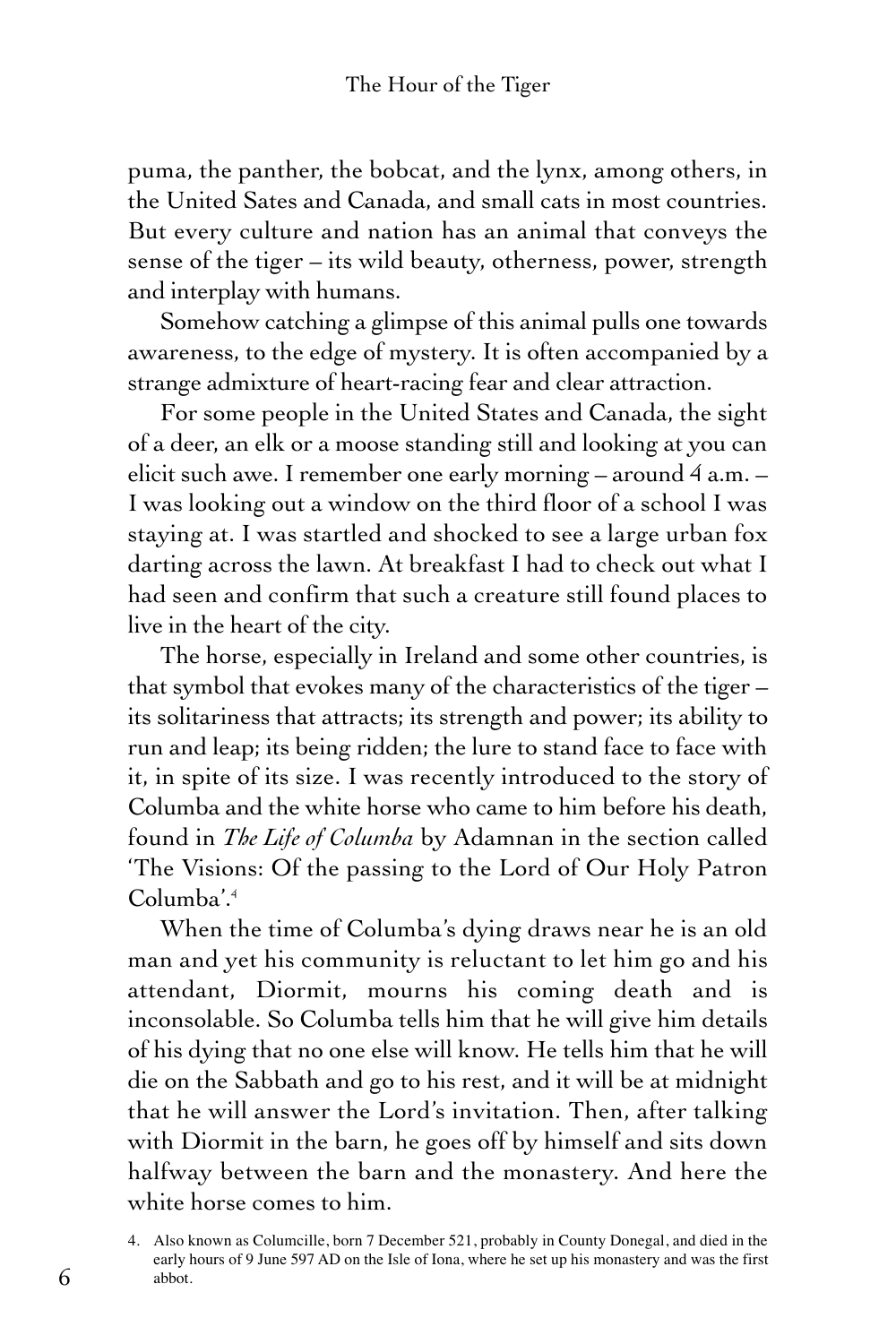puma, the panther, the bobcat, and the lynx, among others, in the United Sates and Canada, and small cats in most countries. But every culture and nation has an animal that conveys the sense of the tiger – its wild beauty, otherness, power, strength and interplay with humans.

Somehow catching a glimpse of this animal pulls one towards awareness, to the edge of mystery. It is often accompanied by a strange admixture of heart-racing fear and clear attraction.

For some people in the United States and Canada, the sight of a deer, an elk or a moose standing still and looking at you can elicit such awe. I remember one early morning – around 4 a.m. – I was looking out a window on the third floor of a school I was staying at. I was startled and shocked to see a large urban fox darting across the lawn. At breakfast I had to check out what I had seen and confirm that such a creature still found places to live in the heart of the city.

The horse, especially in Ireland and some other countries, is that symbol that evokes many of the characteristics of the tiger – its solitariness that attracts; its strength and power; its ability to run and leap; its being ridden; the lure to stand face to face with it, in spite of its size. I was recently introduced to the story of Columba and the white horse who came to him before his death, found in *The Life of Columba* by Adamnan in the section called 'The Visions: Of the passing to the Lord of Our Holy Patron Columba'.[4]

When the time of Columba's dying draws near he is an old man and yet his community is reluctant to let him go and his attendant, Diormit, mourns his coming death and is inconsolable. So Columba tells him that he will give him details of his dying that no one else will know. He tells him that he will die on the Sabbath and go to his rest, and it will be at midnight that he will answer the Lord's invitation. Then, after talking with Diormit in the barn, he goes off by himself and sits down halfway between the barn and the monastery. And here the white horse comes to him.

4. Also known as Columcille, born 7 December 521, probably in County Donegal, and died in the early hours of 9 June 597 AD on the Isle of Iona, where he set up his monastery and was the first abbot.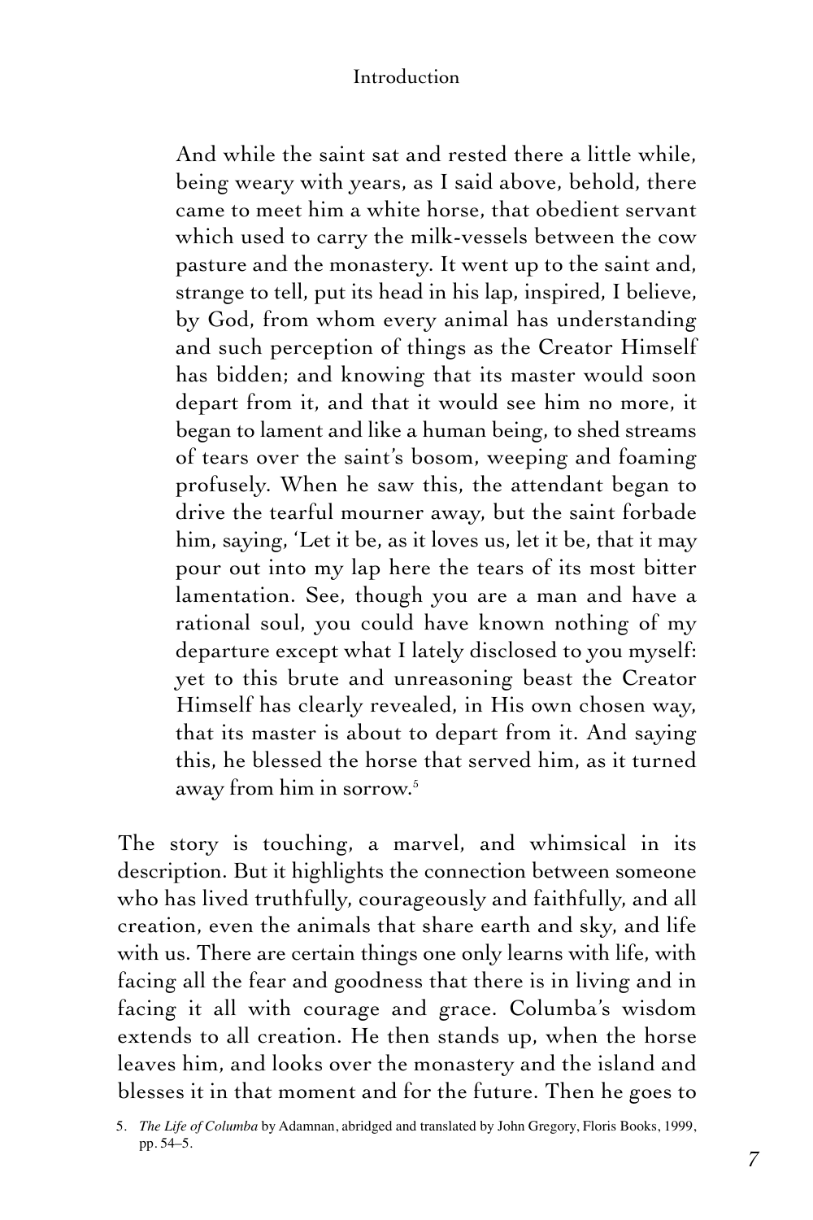> And while the saint sat and rested there a little while, being weary with years, as I said above, behold, there came to meet him a white horse, that obedient servant which used to carry the milk-vessels between the cow pasture and the monastery. It went up to the saint and, strange to tell, put its head in his lap, inspired, I believe, by God, from whom every animal has understanding and such perception of things as the Creator Himself has bidden; and knowing that its master would soon depart from it, and that it would see him no more, it began to lament and like a human being, to shed streams of tears over the saint's bosom, weeping and foaming profusely. When he saw this, the attendant began to drive the tearful mourner away, but the saint forbade him, saying, 'Let it be, as it loves us, let it be, that it may pour out into my lap here the tears of its most bitter lamentation. See, though you are a man and have a rational soul, you could have known nothing of my departure except what I lately disclosed to you myself: yet to this brute and unreasoning beast the Creator Himself has clearly revealed, in His own chosen way, that its master is about to depart from it. And saying this, he blessed the horse that served him, as it turned away from him in sorrow.[5]

The story is touching, a marvel, and whimsical in its description. But it highlights the connection between someone who has lived truthfully, courageously and faithfully, and all creation, even the animals that share earth and sky, and life with us. There are certain things one only learns with life, with facing all the fear and goodness that there is in living and in facing it all with courage and grace. Columba's wisdom extends to all creation. He then stands up, when the horse leaves him, and looks over the monastery and the island and blesses it in that moment and for the future. Then he goes to

5. *The Life of Columba* by Adamnan, abridged and translated by John Gregory, Floris Books, 1999, pp. 54–5.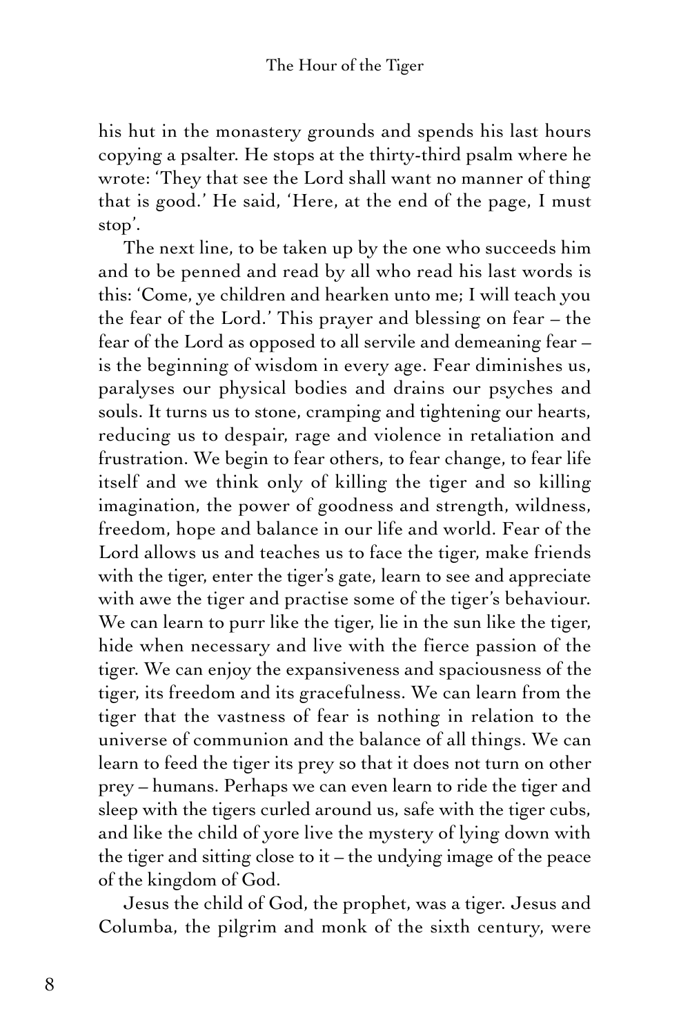his hut in the monastery grounds and spends his last hours copying a psalter. He stops at the thirty-third psalm where he wrote: 'They that see the Lord shall want no manner of thing that is good.' He said, 'Here, at the end of the page, I must stop'.

The next line, to be taken up by the one who succeeds him and to be penned and read by all who read his last words is this: 'Come, ye children and hearken unto me; I will teach you the fear of the Lord.' This prayer and blessing on fear – the fear of the Lord as opposed to all servile and demeaning fear – is the beginning of wisdom in every age. Fear diminishes us, paralyses our physical bodies and drains our psyches and souls. It turns us to stone, cramping and tightening our hearts, reducing us to despair, rage and violence in retaliation and frustration. We begin to fear others, to fear change, to fear life itself and we think only of killing the tiger and so killing imagination, the power of goodness and strength, wildness, freedom, hope and balance in our life and world. Fear of the Lord allows us and teaches us to face the tiger, make friends with the tiger, enter the tiger's gate, learn to see and appreciate with awe the tiger and practise some of the tiger's behaviour. We can learn to purr like the tiger, lie in the sun like the tiger, hide when necessary and live with the fierce passion of the tiger. We can enjoy the expansiveness and spaciousness of the tiger, its freedom and its gracefulness. We can learn from the tiger that the vastness of fear is nothing in relation to the universe of communion and the balance of all things. We can learn to feed the tiger its prey so that it does not turn on other prey – humans. Perhaps we can even learn to ride the tiger and sleep with the tigers curled around us, safe with the tiger cubs, and like the child of yore live the mystery of lying down with the tiger and sitting close to it – the undying image of the peace of the kingdom of God.

Jesus the child of God, the prophet, was a tiger. Jesus and Columba, the pilgrim and monk of the sixth century, were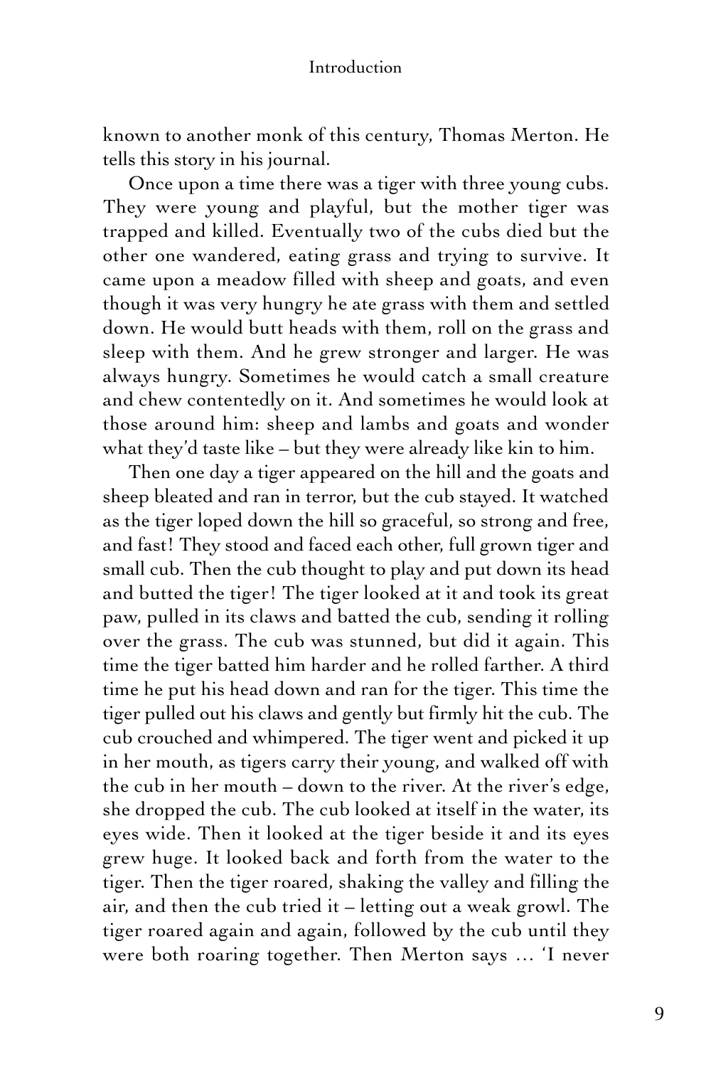known to another monk of this century, Thomas Merton. He tells this story in his journal.

Once upon a time there was a tiger with three young cubs. They were young and playful, but the mother tiger was trapped and killed. Eventually two of the cubs died but the other one wandered, eating grass and trying to survive. It came upon a meadow filled with sheep and goats, and even though it was very hungry he ate grass with them and settled down. He would butt heads with them, roll on the grass and sleep with them. And he grew stronger and larger. He was always hungry. Sometimes he would catch a small creature and chew contentedly on it. And sometimes he would look at those around him: sheep and lambs and goats and wonder what they'd taste like – but they were already like kin to him.

Then one day a tiger appeared on the hill and the goats and sheep bleated and ran in terror, but the cub stayed. It watched as the tiger loped down the hill so graceful, so strong and free, and fast! They stood and faced each other, full grown tiger and small cub. Then the cub thought to play and put down its head and butted the tiger! The tiger looked at it and took its great paw, pulled in its claws and batted the cub, sending it rolling over the grass. The cub was stunned, but did it again. This time the tiger batted him harder and he rolled farther. A third time he put his head down and ran for the tiger. This time the tiger pulled out his claws and gently but firmly hit the cub. The cub crouched and whimpered. The tiger went and picked it up in her mouth, as tigers carry their young, and walked off with the cub in her mouth – down to the river. At the river's edge, she dropped the cub. The cub looked at itself in the water, its eyes wide. Then it looked at the tiger beside it and its eyes grew huge. It looked back and forth from the water to the tiger. Then the tiger roared, shaking the valley and filling the air, and then the cub tried it – letting out a weak growl. The tiger roared again and again, followed by the cub until they were both roaring together. Then Merton says … 'I never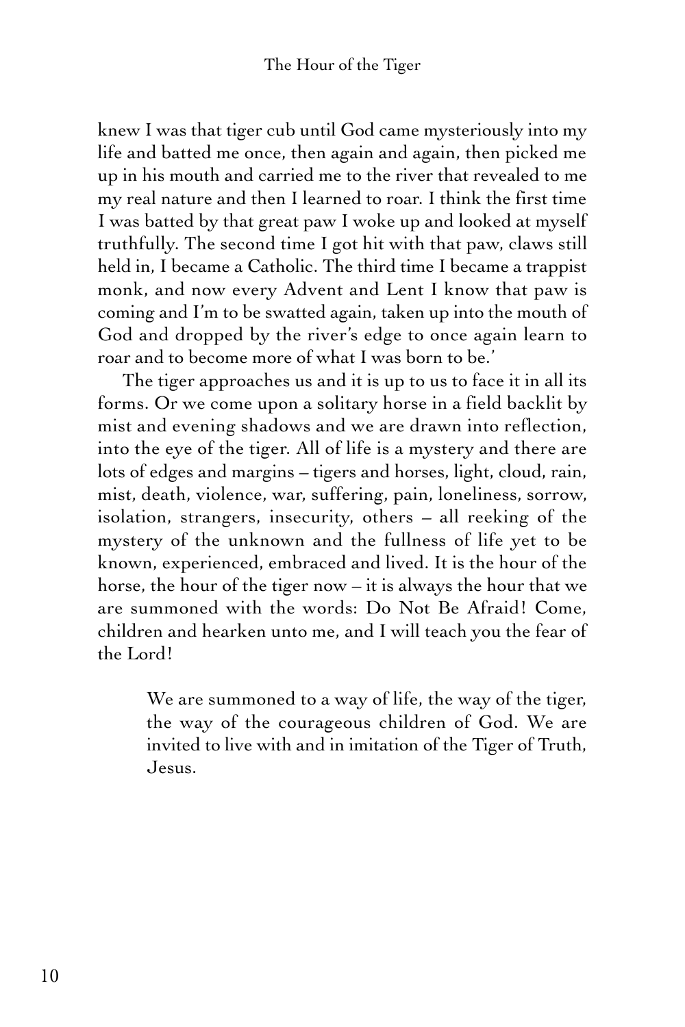knew I was that tiger cub until God came mysteriously into my life and batted me once, then again and again, then picked me up in his mouth and carried me to the river that revealed to me my real nature and then I learned to roar. I think the first time I was batted by that great paw I woke up and looked at myself truthfully. The second time I got hit with that paw, claws still held in, I became a Catholic. The third time I became a trappist monk, and now every Advent and Lent I know that paw is coming and I'm to be swatted again, taken up into the mouth of God and dropped by the river's edge to once again learn to roar and to become more of what I was born to be.'

The tiger approaches us and it is up to us to face it in all its forms. Or we come upon a solitary horse in a field backlit by mist and evening shadows and we are drawn into reflection, into the eye of the tiger. All of life is a mystery and there are lots of edges and margins – tigers and horses, light, cloud, rain, mist, death, violence, war, suffering, pain, loneliness, sorrow, isolation, strangers, insecurity, others – all reeking of the mystery of the unknown and the fullness of life yet to be known, experienced, embraced and lived. It is the hour of the horse, the hour of the tiger now – it is always the hour that we are summoned with the words: Do Not Be Afraid! Come, children and hearken unto me, and I will teach you the fear of the Lord!

> We are summoned to a way of life, the way of the tiger, the way of the courageous children of God. We are invited to live with and in imitation of the Tiger of Truth, Jesus.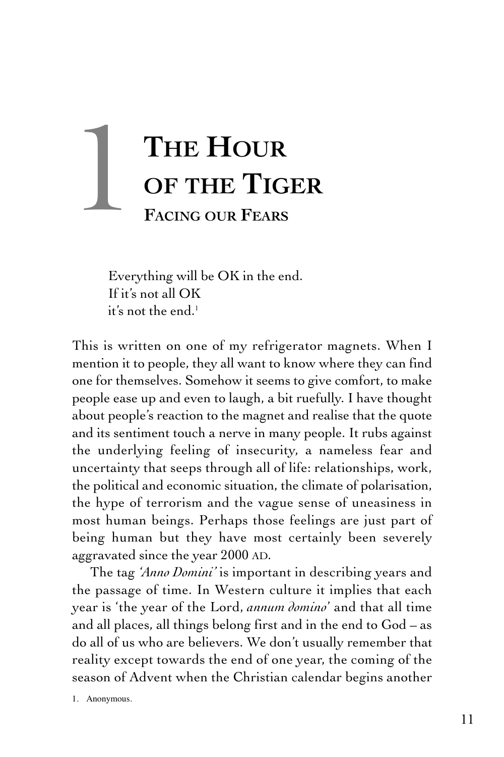# 1 The Hour of the Tiger

## Facing our Fears

> Everything will be OK in the end.
> If it's not all OK
> it's not the end.[1]

This is written on one of my refrigerator magnets. When I mention it to people, they all want to know where they can find one for themselves. Somehow it seems to give comfort, to make people ease up and even to laugh, a bit ruefully. I have thought about people's reaction to the magnet and realise that the quote and its sentiment touch a nerve in many people. It rubs against the underlying feeling of insecurity, a nameless fear and uncertainty that seeps through all of life: relationships, work, the political and economic situation, the climate of polarisation, the hype of terrorism and the vague sense of uneasiness in most human beings. Perhaps those feelings are just part of being human but they have most certainly been severely aggravated since the year 2000 AD.

The tag *'Anno Domini'* is important in describing years and the passage of time. In Western culture it implies that each year is 'the year of the Lord, *annum domino*' and that all time and all places, all things belong first and in the end to God – as do all of us who are believers. We don't usually remember that reality except towards the end of one year, the coming of the season of Advent when the Christian calendar begins another

1. Anonymous.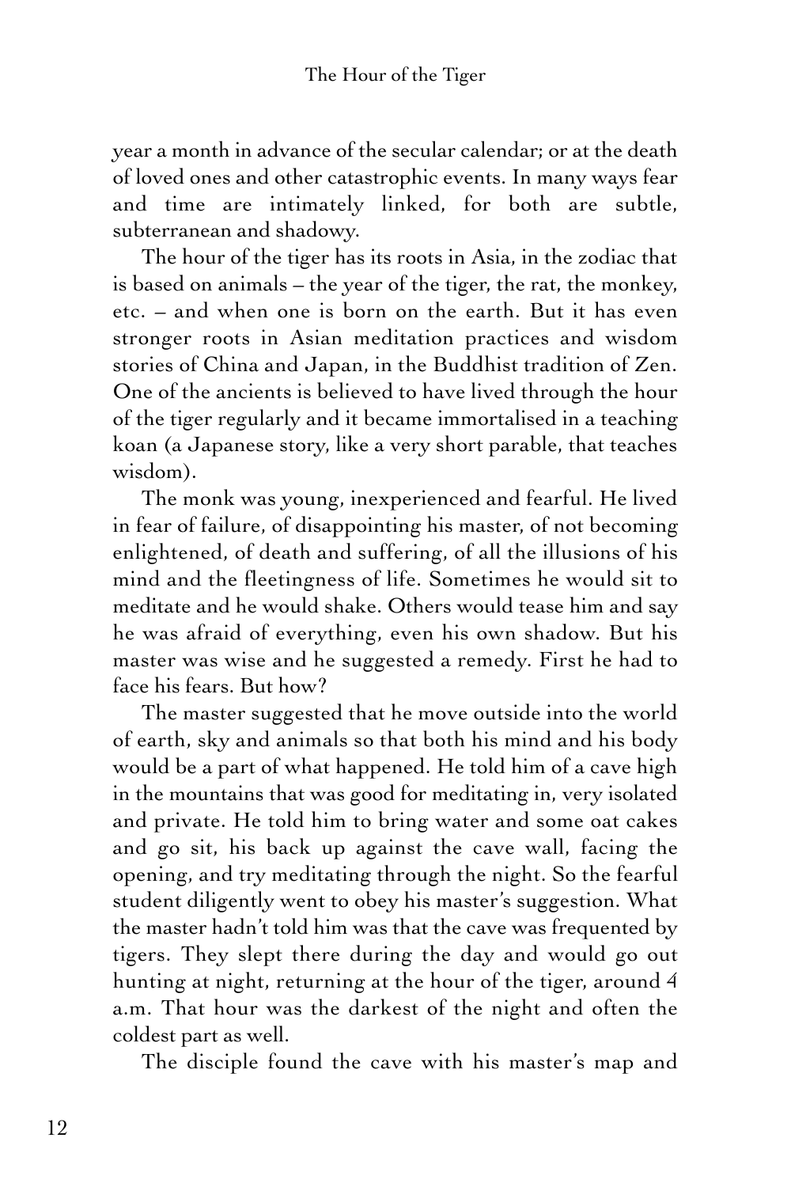year a month in advance of the secular calendar; or at the death of loved ones and other catastrophic events. In many ways fear and time are intimately linked, for both are subtle, subterranean and shadowy.

The hour of the tiger has its roots in Asia, in the zodiac that is based on animals – the year of the tiger, the rat, the monkey, etc. – and when one is born on the earth. But it has even stronger roots in Asian meditation practices and wisdom stories of China and Japan, in the Buddhist tradition of Zen. One of the ancients is believed to have lived through the hour of the tiger regularly and it became immortalised in a teaching koan (a Japanese story, like a very short parable, that teaches wisdom).

The monk was young, inexperienced and fearful. He lived in fear of failure, of disappointing his master, of not becoming enlightened, of death and suffering, of all the illusions of his mind and the fleetingness of life. Sometimes he would sit to meditate and he would shake. Others would tease him and say he was afraid of everything, even his own shadow. But his master was wise and he suggested a remedy. First he had to face his fears. But how?

The master suggested that he move outside into the world of earth, sky and animals so that both his mind and his body would be a part of what happened. He told him of a cave high in the mountains that was good for meditating in, very isolated and private. He told him to bring water and some oat cakes and go sit, his back up against the cave wall, facing the opening, and try meditating through the night. So the fearful student diligently went to obey his master's suggestion. What the master hadn't told him was that the cave was frequented by tigers. They slept there during the day and would go out hunting at night, returning at the hour of the tiger, around 4 a.m. That hour was the darkest of the night and often the coldest part as well.

The disciple found the cave with his master's map and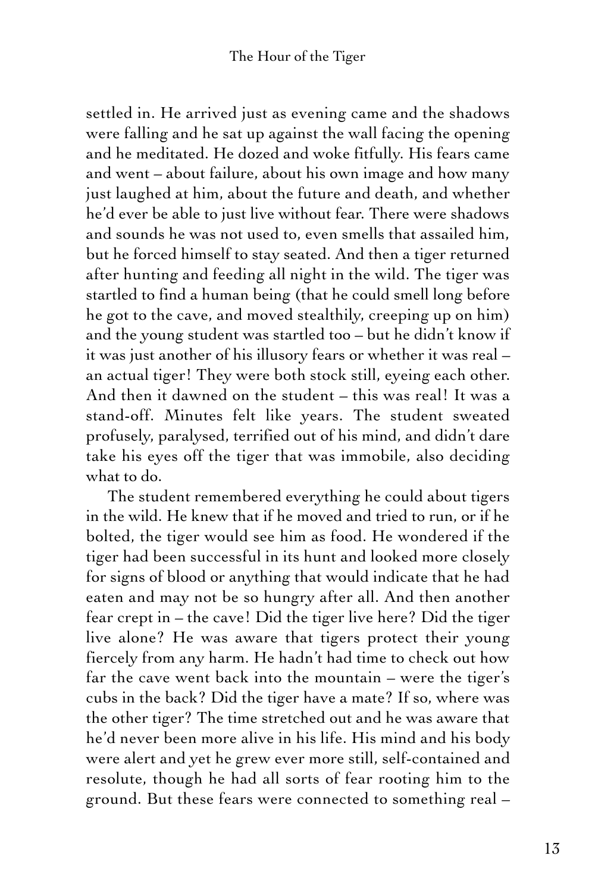settled in. He arrived just as evening came and the shadows were falling and he sat up against the wall facing the opening and he meditated. He dozed and woke fitfully. His fears came and went – about failure, about his own image and how many just laughed at him, about the future and death, and whether he'd ever be able to just live without fear. There were shadows and sounds he was not used to, even smells that assailed him, but he forced himself to stay seated. And then a tiger returned after hunting and feeding all night in the wild. The tiger was startled to find a human being (that he could smell long before he got to the cave, and moved stealthily, creeping up on him) and the young student was startled too – but he didn't know if it was just another of his illusory fears or whether it was real – an actual tiger! They were both stock still, eyeing each other. And then it dawned on the student – this was real! It was a stand-off. Minutes felt like years. The student sweated profusely, paralysed, terrified out of his mind, and didn't dare take his eyes off the tiger that was immobile, also deciding what to do.

The student remembered everything he could about tigers in the wild. He knew that if he moved and tried to run, or if he bolted, the tiger would see him as food. He wondered if the tiger had been successful in its hunt and looked more closely for signs of blood or anything that would indicate that he had eaten and may not be so hungry after all. And then another fear crept in – the cave! Did the tiger live here? Did the tiger live alone? He was aware that tigers protect their young fiercely from any harm. He hadn't had time to check out how far the cave went back into the mountain – were the tiger's cubs in the back? Did the tiger have a mate? If so, where was the other tiger? The time stretched out and he was aware that he'd never been more alive in his life. His mind and his body were alert and yet he grew ever more still, self-contained and resolute, though he had all sorts of fear rooting him to the ground. But these fears were connected to something real –